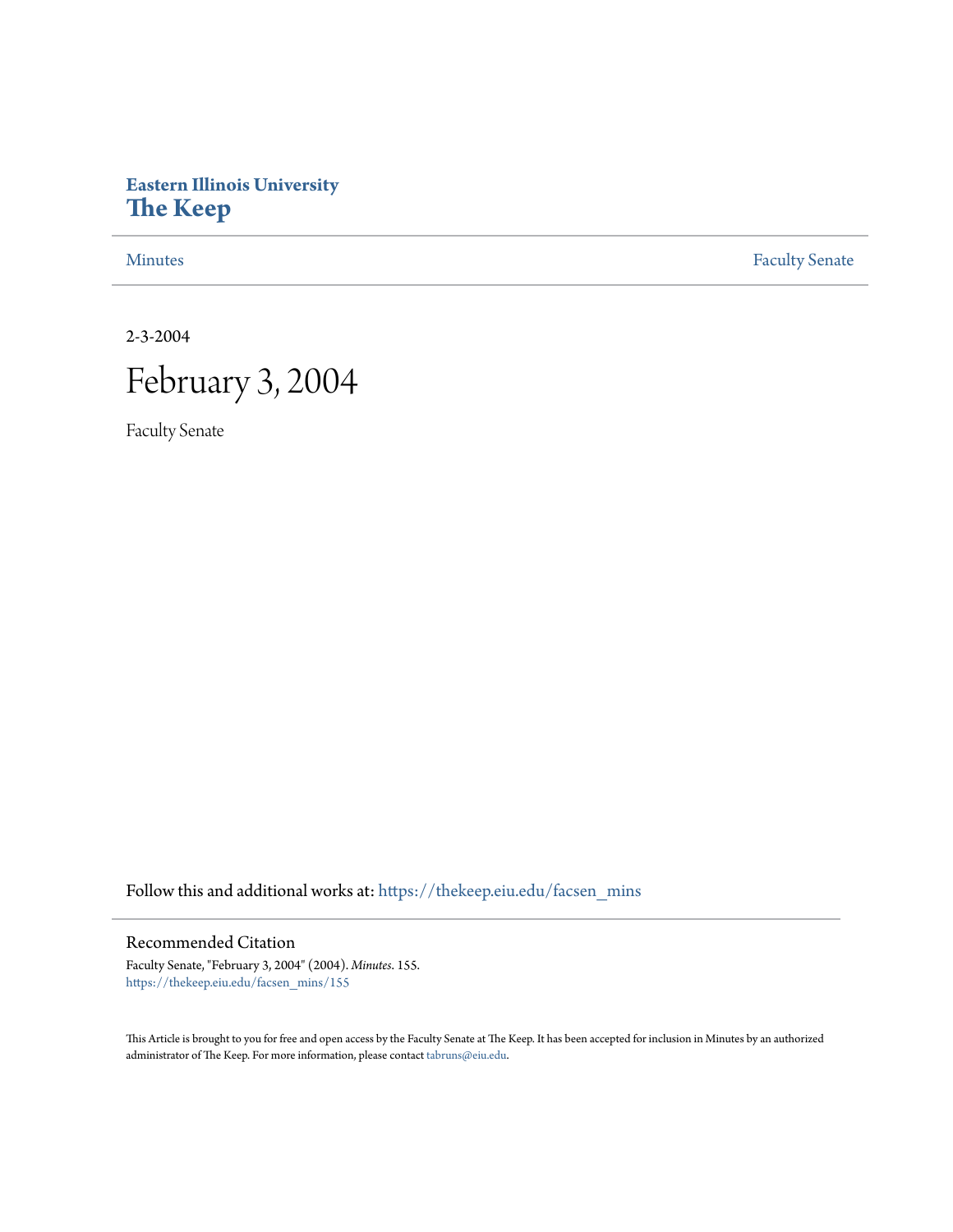**Eastern Illinois University**
**The Keep**

Minutes | Faculty Senate

2-3-2004

# February 3, 2004

Faculty Senate

Follow this and additional works at: https://thekeep.eiu.edu/facsen_mins

## Recommended Citation

Faculty Senate, "February 3, 2004" (2004). *Minutes*. 155.
https://thekeep.eiu.edu/facsen_mins/155

This Article is brought to you for free and open access by the Faculty Senate at The Keep. It has been accepted for inclusion in Minutes by an authorized administrator of The Keep. For more information, please contact tabruns@eiu.edu.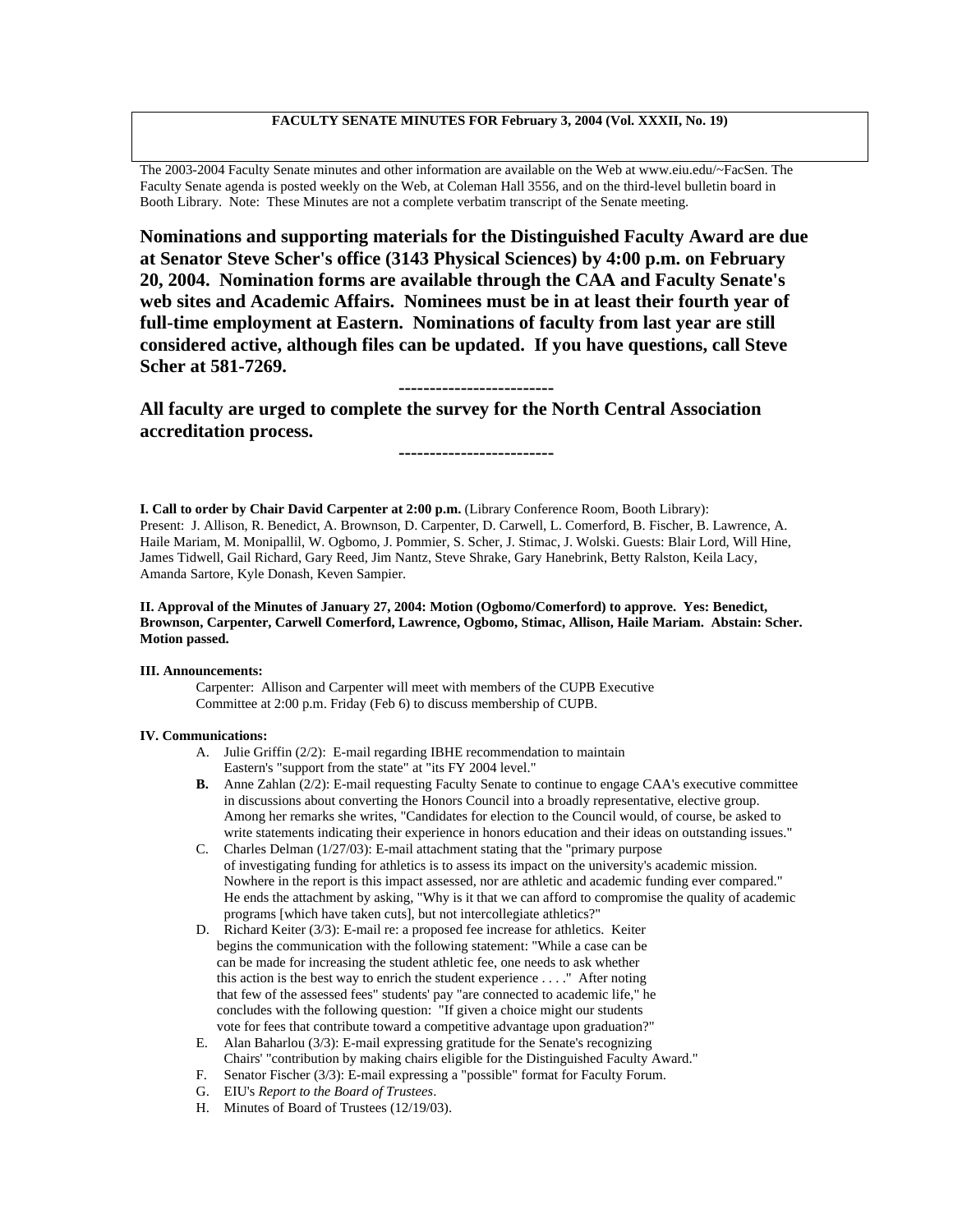**FACULTY SENATE MINUTES FOR February 3, 2004 (Vol. XXXII, No. 19)**

The 2003-2004 Faculty Senate minutes and other information are available on the Web at www.eiu.edu/~FacSen. The Faculty Senate agenda is posted weekly on the Web, at Coleman Hall 3556, and on the third-level bulletin board in Booth Library. Note: These Minutes are not a complete verbatim transcript of the Senate meeting.

**Nominations and supporting materials for the Distinguished Faculty Award are due at Senator Steve Scher's office (3143 Physical Sciences) by 4:00 p.m. on February 20, 2004. Nomination forms are available through the CAA and Faculty Senate's web sites and Academic Affairs. Nominees must be in at least their fourth year of full-time employment at Eastern. Nominations of faculty from last year are still considered active, although files can be updated. If you have questions, call Steve Scher at 581-7269.**

**-------------------------**

**All faculty are urged to complete the survey for the North Central Association accreditation process.**

**-------------------------**

**I. Call to order by Chair David Carpenter at 2:00 p.m.** (Library Conference Room, Booth Library):
Present: J. Allison, R. Benedict, A. Brownson, D. Carpenter, D. Carwell, L. Comerford, B. Fischer, B. Lawrence, A. Haile Mariam, M. Monipallil, W. Ogbomo, J. Pommier, S. Scher, J. Stimac, J. Wolski. Guests: Blair Lord, Will Hine, James Tidwell, Gail Richard, Gary Reed, Jim Nantz, Steve Shrake, Gary Hanebrink, Betty Ralston, Keila Lacy, Amanda Sartore, Kyle Donash, Keven Sampier.

**II. Approval of the Minutes of January 27, 2004: Motion (Ogbomo/Comerford) to approve. Yes: Benedict, Brownson, Carpenter, Carwell Comerford, Lawrence, Ogbomo, Stimac, Allison, Haile Mariam. Abstain: Scher. Motion passed.**

**III. Announcements:**

Carpenter: Allison and Carpenter will meet with members of the CUPB Executive Committee at 2:00 p.m. Friday (Feb 6) to discuss membership of CUPB.

**IV. Communications:**

A. Julie Griffin (2/2): E-mail regarding IBHE recommendation to maintain Eastern's "support from the state" at "its FY 2004 level."

**B.** Anne Zahlan (2/2): E-mail requesting Faculty Senate to continue to engage CAA's executive committee in discussions about converting the Honors Council into a broadly representative, elective group. Among her remarks she writes, "Candidates for election to the Council would, of course, be asked to write statements indicating their experience in honors education and their ideas on outstanding issues."

C. Charles Delman (1/27/03): E-mail attachment stating that the "primary purpose of investigating funding for athletics is to assess its impact on the university's academic mission. Nowhere in the report is this impact assessed, nor are athletic and academic funding ever compared." He ends the attachment by asking, "Why is it that we can afford to compromise the quality of academic programs [which have taken cuts], but not intercollegiate athletics?"

D. Richard Keiter (3/3): E-mail re: a proposed fee increase for athletics. Keiter begins the communication with the following statement: "While a case can be can be made for increasing the student athletic fee, one needs to ask whether this action is the best way to enrich the student experience . . . ." After noting that few of the assessed fees" students' pay "are connected to academic life," he concludes with the following question: "If given a choice might our students vote for fees that contribute toward a competitive advantage upon graduation?"

E. Alan Baharlou (3/3): E-mail expressing gratitude for the Senate's recognizing Chairs' "contribution by making chairs eligible for the Distinguished Faculty Award."

F. Senator Fischer (3/3): E-mail expressing a "possible" format for Faculty Forum.

G. EIU's *Report to the Board of Trustees*.

H. Minutes of Board of Trustees (12/19/03).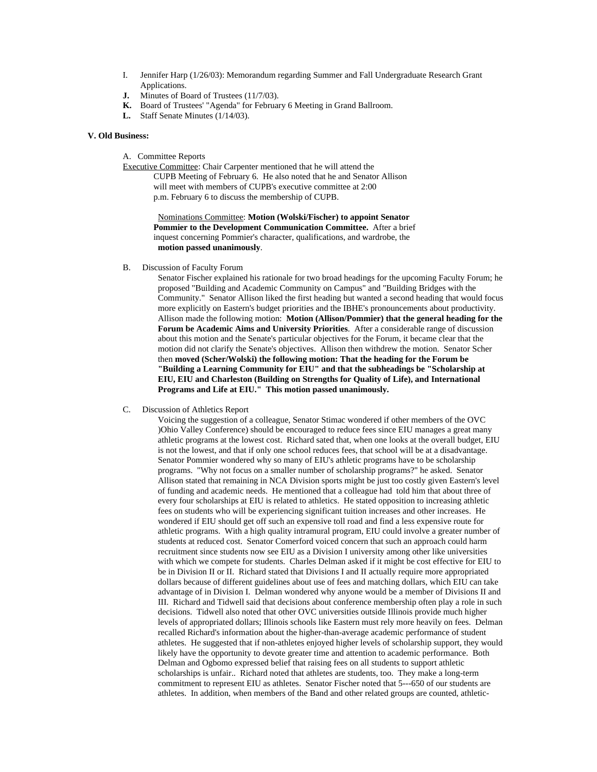I. Jennifer Harp (1/26/03): Memorandum regarding Summer and Fall Undergraduate Research Grant Applications.

**J.** Minutes of Board of Trustees (11/7/03).

**K.** Board of Trustees' "Agenda" for February 6 Meeting in Grand Ballroom.

**L.** Staff Senate Minutes (1/14/03).

**V. Old Business:**

A. Committee Reports

Executive Committee: Chair Carpenter mentioned that he will attend the CUPB Meeting of February 6. He also noted that he and Senator Allison will meet with members of CUPB's executive committee at 2:00 p.m. February 6 to discuss the membership of CUPB.

Nominations Committee: **Motion (Wolski/Fischer) to appoint Senator Pommier to the Development Communication Committee.** After a brief inquest concerning Pommier's character, qualifications, and wardrobe, the **motion passed unanimously**.

B. Discussion of Faculty Forum

Senator Fischer explained his rationale for two broad headings for the upcoming Faculty Forum; he proposed "Building and Academic Community on Campus" and "Building Bridges with the Community." Senator Allison liked the first heading but wanted a second heading that would focus more explicitly on Eastern's budget priorities and the IBHE's pronouncements about productivity. Allison made the following motion: **Motion (Allison/Pommier) that the general heading for the Forum be Academic Aims and University Priorities**. After a considerable range of discussion about this motion and the Senate's particular objectives for the Forum, it became clear that the motion did not clarify the Senate's objectives. Allison then withdrew the motion. Senator Scher then **moved (Scher/Wolski) the following motion: That the heading for the Forum be "Building a Learning Community for EIU" and that the subheadings be "Scholarship at EIU, EIU and Charleston (Building on Strengths for Quality of Life), and International Programs and Life at EIU." This motion passed unanimously.**

C. Discussion of Athletics Report

Voicing the suggestion of a colleague, Senator Stimac wondered if other members of the OVC )Ohio Valley Conference) should be encouraged to reduce fees since EIU manages a great many athletic programs at the lowest cost. Richard sated that, when one looks at the overall budget, EIU is not the lowest, and that if only one school reduces fees, that school will be at a disadvantage. Senator Pommier wondered why so many of EIU's athletic programs have to be scholarship programs. "Why not focus on a smaller number of scholarship programs?" he asked. Senator Allison stated that remaining in NCA Division sports might be just too costly given Eastern's level of funding and academic needs. He mentioned that a colleague had told him that about three of every four scholarships at EIU is related to athletics. He stated opposition to increasing athletic fees on students who will be experiencing significant tuition increases and other increases. He wondered if EIU should get off such an expensive toll road and find a less expensive route for athletic programs. With a high quality intramural program, EIU could involve a greater number of students at reduced cost. Senator Comerford voiced concern that such an approach could harm recruitment since students now see EIU as a Division I university among other like universities with which we compete for students. Charles Delman asked if it might be cost effective for EIU to be in Division II or II. Richard stated that Divisions I and II actually require more appropriated dollars because of different guidelines about use of fees and matching dollars, which EIU can take advantage of in Division I. Delman wondered why anyone would be a member of Divisions II and III. Richard and Tidwell said that decisions about conference membership often play a role in such decisions. Tidwell also noted that other OVC universities outside Illinois provide much higher levels of appropriated dollars; Illinois schools like Eastern must rely more heavily on fees. Delman recalled Richard's information about the higher-than-average academic performance of student athletes. He suggested that if non-athletes enjoyed higher levels of scholarship support, they would likely have the opportunity to devote greater time and attention to academic performance. Both Delman and Ogbomo expressed belief that raising fees on all students to support athletic scholarships is unfair.. Richard noted that athletes are students, too. They make a long-term commitment to represent EIU as athletes. Senator Fischer noted that 5---650 of our students are athletes. In addition, when members of the Band and other related groups are counted, athletic-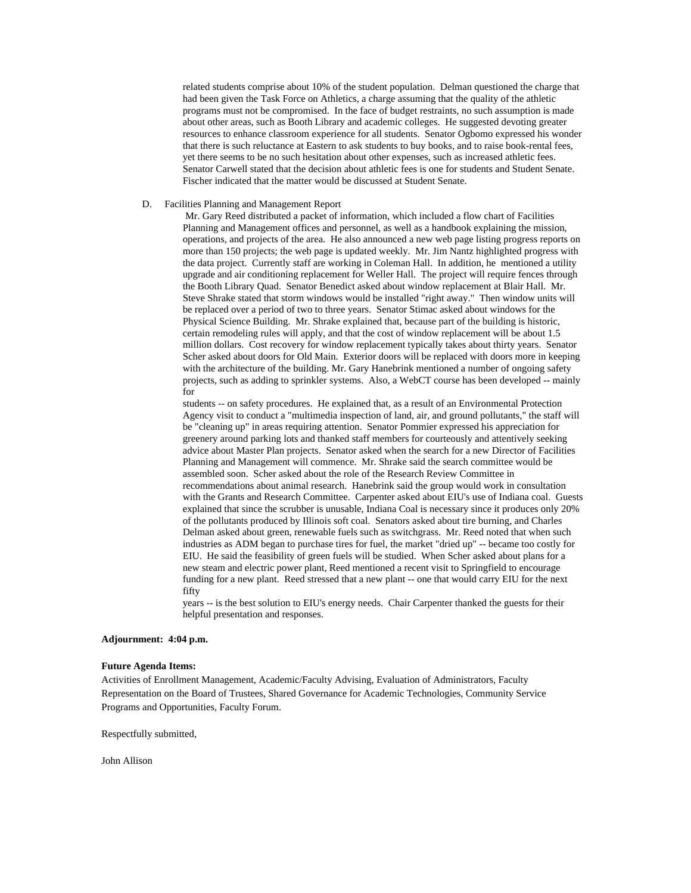related students comprise about 10% of the student population. Delman questioned the charge that had been given the Task Force on Athletics, a charge assuming that the quality of the athletic programs must not be compromised. In the face of budget restraints, no such assumption is made about other areas, such as Booth Library and academic colleges. He suggested devoting greater resources to enhance classroom experience for all students. Senator Ogbomo expressed his wonder that there is such reluctance at Eastern to ask students to buy books, and to raise book-rental fees, yet there seems to be no such hesitation about other expenses, such as increased athletic fees. Senator Carwell stated that the decision about athletic fees is one for students and Student Senate. Fischer indicated that the matter would be discussed at Student Senate.

D. Facilities Planning and Management Report

Mr. Gary Reed distributed a packet of information, which included a flow chart of Facilities Planning and Management offices and personnel, as well as a handbook explaining the mission, operations, and projects of the area. He also announced a new web page listing progress reports on more than 150 projects; the web page is updated weekly. Mr. Jim Nantz highlighted progress with the data project. Currently staff are working in Coleman Hall. In addition, he mentioned a utility upgrade and air conditioning replacement for Weller Hall. The project will require fences through the Booth Library Quad. Senator Benedict asked about window replacement at Blair Hall. Mr. Steve Shrake stated that storm windows would be installed "right away." Then window units will be replaced over a period of two to three years. Senator Stimac asked about windows for the Physical Science Building. Mr. Shrake explained that, because part of the building is historic, certain remodeling rules will apply, and that the cost of window replacement will be about 1.5 million dollars. Cost recovery for window replacement typically takes about thirty years. Senator Scher asked about doors for Old Main. Exterior doors will be replaced with doors more in keeping with the architecture of the building. Mr. Gary Hanebrink mentioned a number of ongoing safety projects, such as adding to sprinkler systems. Also, a WebCT course has been developed -- mainly for students -- on safety procedures. He explained that, as a result of an Environmental Protection Agency visit to conduct a "multimedia inspection of land, air, and ground pollutants," the staff will be "cleaning up" in areas requiring attention. Senator Pommier expressed his appreciation for greenery around parking lots and thanked staff members for courteously and attentively seeking advice about Master Plan projects. Senator asked when the search for a new Director of Facilities Planning and Management will commence. Mr. Shrake said the search committee would be assembled soon. Scher asked about the role of the Research Review Committee in recommendations about animal research. Hanebrink said the group would work in consultation with the Grants and Research Committee. Carpenter asked about EIU's use of Indiana coal. Guests explained that since the scrubber is unusable, Indiana Coal is necessary since it produces only 20% of the pollutants produced by Illinois soft coal. Senators asked about tire burning, and Charles Delman asked about green, renewable fuels such as switchgrass. Mr. Reed noted that when such industries as ADM began to purchase tires for fuel, the market "dried up" -- became too costly for EIU. He said the feasibility of green fuels will be studied. When Scher asked about plans for a new steam and electric power plant, Reed mentioned a recent visit to Springfield to encourage funding for a new plant. Reed stressed that a new plant -- one that would carry EIU for the next fifty years -- is the best solution to EIU's energy needs. Chair Carpenter thanked the guests for their helpful presentation and responses.

**Adjournment: 4:04 p.m.**

**Future Agenda Items:**

Activities of Enrollment Management, Academic/Faculty Advising, Evaluation of Administrators, Faculty Representation on the Board of Trustees, Shared Governance for Academic Technologies, Community Service Programs and Opportunities, Faculty Forum.

Respectfully submitted,

John Allison